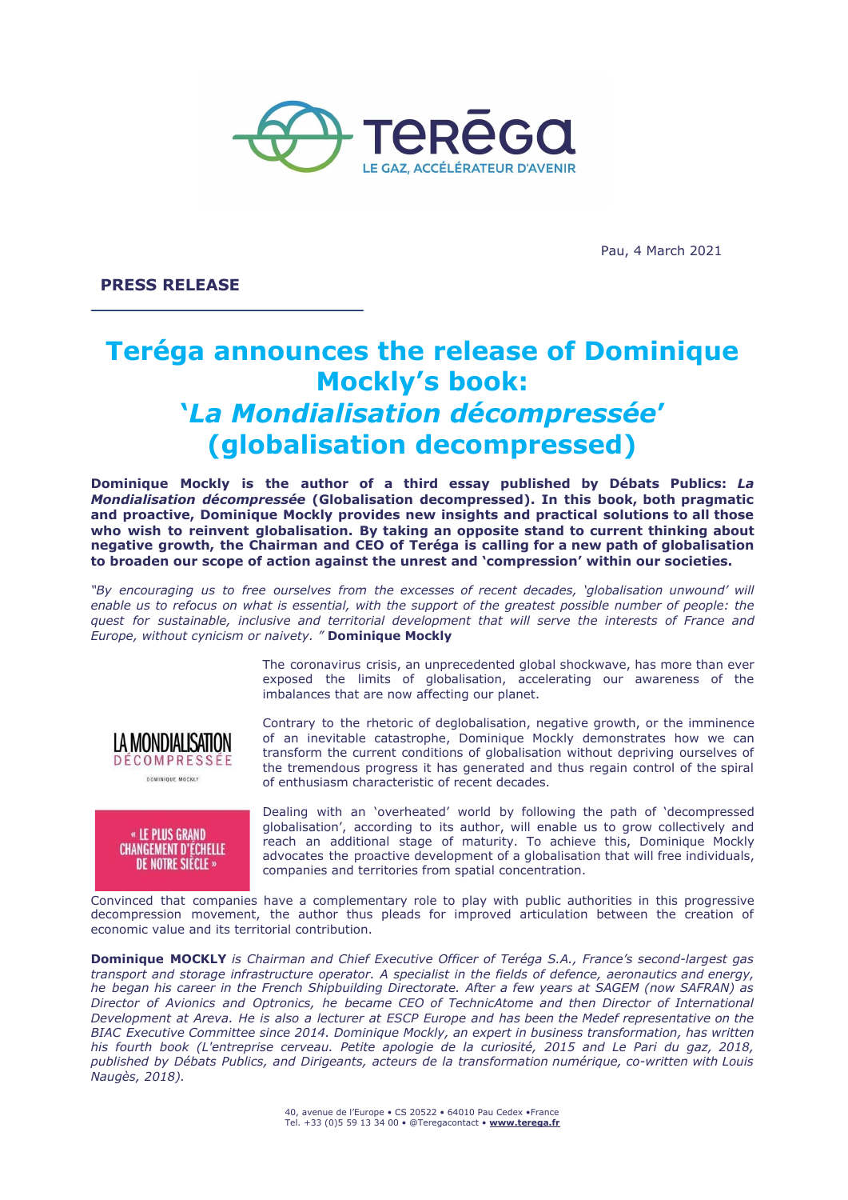Teréga
LE GAZ, ACCÉLÉRATEUR D'AVENIR

Pau, 4 March 2021

**PRESS RELEASE**

# Teréga announces the release of Dominique Mockly's book: *'La Mondialisation décompressée'* (globalisation decompressed)

**Dominique Mockly is the author of a third essay published by Débats Publics: *La Mondialisation décompressée* (Globalisation decompressed). In this book, both pragmatic and proactive, Dominique Mockly provides new insights and practical solutions to all those who wish to reinvent globalisation. By taking an opposite stand to current thinking about negative growth, the Chairman and CEO of Teréga is calling for a new path of globalisation to broaden our scope of action against the unrest and 'compression' within our societies.**

*"By encouraging us to free ourselves from the excesses of recent decades, 'globalisation unwound' will enable us to refocus on what is essential, with the support of the greatest possible number of people: the quest for sustainable, inclusive and territorial development that will serve the interests of France and Europe, without cynicism or naivety. "* **Dominique Mockly**

The coronavirus crisis, an unprecedented global shockwave, has more than ever exposed the limits of globalisation, accelerating our awareness of the imbalances that are now affecting our planet.

Contrary to the rhetoric of deglobalisation, negative growth, or the imminence of an inevitable catastrophe, Dominique Mockly demonstrates how we can transform the current conditions of globalisation without depriving ourselves of the tremendous progress it has generated and thus regain control of the spiral of enthusiasm characteristic of recent decades.

LA MONDIALISATION DÉCOMPRESSÉE

DOMINIQUE MOCKLY

« LE PLUS GRAND CHANGEMENT D'ÉCHELLE DE NOTRE SIÈCLE »

Dealing with an 'overheated' world by following the path of 'decompressed globalisation', according to its author, will enable us to grow collectively and reach an additional stage of maturity. To achieve this, Dominique Mockly advocates the proactive development of a globalisation that will free individuals, companies and territories from spatial concentration.

Convinced that companies have a complementary role to play with public authorities in this progressive decompression movement, the author thus pleads for improved articulation between the creation of economic value and its territorial contribution.

**Dominique MOCKLY** *is Chairman and Chief Executive Officer of Teréga S.A., France's second-largest gas transport and storage infrastructure operator. A specialist in the fields of defence, aeronautics and energy, he began his career in the French Shipbuilding Directorate. After a few years at SAGEM (now SAFRAN) as Director of Avionics and Optronics, he became CEO of TechnicAtome and then Director of International Development at Areva. He is also a lecturer at ESCP Europe and has been the Medef representative on the BIAC Executive Committee since 2014. Dominique Mockly, an expert in business transformation, has written his fourth book (L'entreprise cerveau. Petite apologie de la curiosité, 2015 and Le Pari du gaz, 2018, published by Débats Publics, and Dirigeants, acteurs de la transformation numérique, co-written with Louis Naugès, 2018).*

40, avenue de l'Europe • CS 20522 • 64010 Pau Cedex •France
Tel. +33 (0)5 59 13 34 00 • @Teregacontact • **www.terega.fr**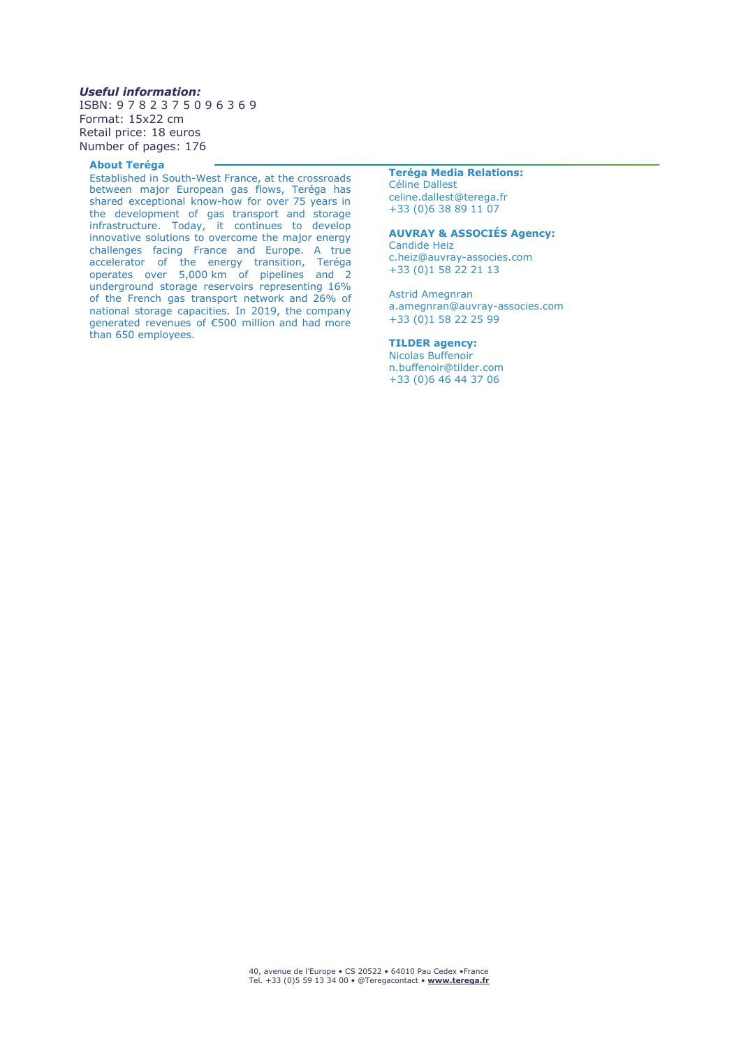***Useful information:***

ISBN: 9 7 8 2 3 7 5 0 9 6 3 6 9
Format: 15x22 cm
Retail price: 18 euros
Number of pages: 176

### About Teréga

Established in South-West France, at the crossroads between major European gas flows, Teréga has shared exceptional know-how for over 75 years in the development of gas transport and storage infrastructure. Today, it continues to develop innovative solutions to overcome the major energy challenges facing France and Europe. A true accelerator of the energy transition, Teréga operates over 5,000 km of pipelines and 2 underground storage reservoirs representing 16% of the French gas transport network and 26% of national storage capacities. In 2019, the company generated revenues of €500 million and had more than 650 employees.

**Teréga Media Relations:**
Céline Dallest
celine.dallest@terega.fr
+33 (0)6 38 89 11 07

**AUVRAY & ASSOCIÉS Agency:**
Candide Heiz
c.heiz@auvray-associes.com
+33 (0)1 58 22 21 13

Astrid Amegnran
a.amegnran@auvray-associes.com
+33 (0)1 58 22 25 99

**TILDER agency:**
Nicolas Buffenoir
n.buffenoir@tilder.com
+33 (0)6 46 44 37 06

40, avenue de l'Europe • CS 20522 • 64010 Pau Cedex •France
Tel. +33 (0)5 59 13 34 00 • @Teregacontact • **www.terega.fr**